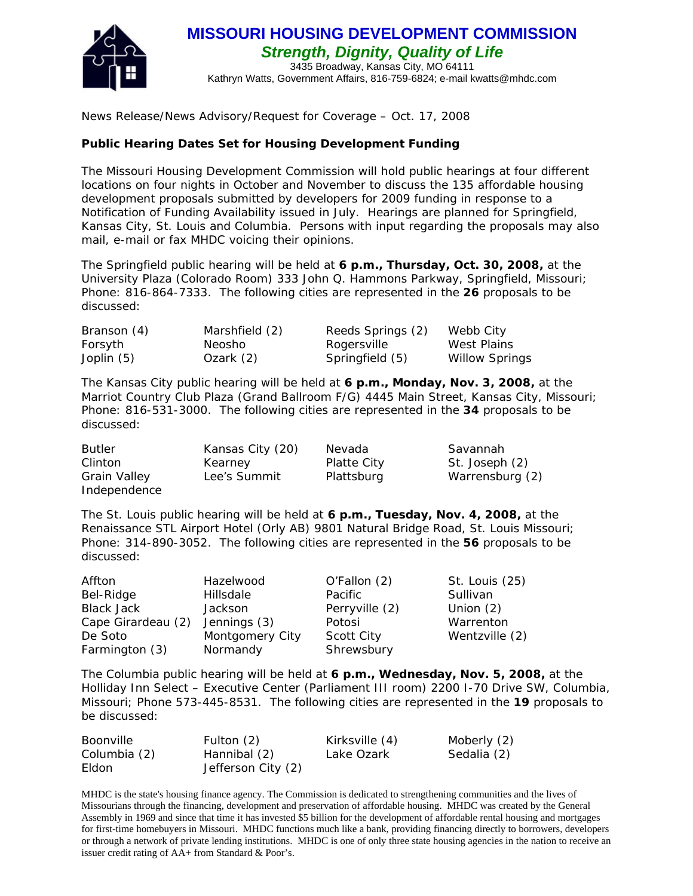# MISSOURI HOUSING DEVELOPMENT COMMISSION

***Strength, Dignity, Quality of Life***

3435 Broadway, Kansas City, MO 64111
Kathryn Watts, Government Affairs, 816-759-6824; e-mail kwatts@mhdc.com

News Release/News Advisory/Request for Coverage – Oct. 17, 2008

**Public Hearing Dates Set for Housing Development Funding**

The Missouri Housing Development Commission will hold public hearings at four different locations on four nights in October and November to discuss the 135 affordable housing development proposals submitted by developers for 2009 funding in response to a Notification of Funding Availability issued in July. Hearings are planned for Springfield, Kansas City, St. Louis and Columbia. Persons with input regarding the proposals may also mail, e-mail or fax MHDC voicing their opinions.

The Springfield public hearing will be held at **6 p.m., Thursday, Oct. 30, 2008,** at the University Plaza (Colorado Room) 333 John Q. Hammons Parkway, Springfield, Missouri; Phone: 816-864-7333. The following cities are represented in the **26** proposals to be discussed:

| | | | |
|---|---|---|---|
| Branson (4) | Marshfield (2) | Reeds Springs (2) | Webb City |
| Forsyth | Neosho | Rogersville | West Plains |
| Joplin (5) | Ozark (2) | Springfield (5) | Willow Springs |

The Kansas City public hearing will be held at **6 p.m., Monday, Nov. 3, 2008,** at the Marriot Country Club Plaza (Grand Ballroom F/G) 4445 Main Street, Kansas City, Missouri; Phone: 816-531-3000. The following cities are represented in the **34** proposals to be discussed:

| | | | |
|---|---|---|---|
| Butler | Kansas City (20) | Nevada | Savannah |
| Clinton | Kearney | Platte City | St. Joseph (2) |
| Grain Valley | Lee's Summit | Plattsburg | Warrensburg (2) |
| Independence | | | |

The St. Louis public hearing will be held at **6 p.m., Tuesday, Nov. 4, 2008,** at the Renaissance STL Airport Hotel (Orly AB) 9801 Natural Bridge Road, St. Louis Missouri; Phone: 314-890-3052. The following cities are represented in the **56** proposals to be discussed:

| | | | |
|---|---|---|---|
| Affton | Hazelwood | O'Fallon (2) | St. Louis (25) |
| Bel-Ridge | Hillsdale | Pacific | Sullivan |
| Black Jack | Jackson | Perryville (2) | Union (2) |
| Cape Girardeau (2) | Jennings (3) | Potosi | Warrenton |
| De Soto | Montgomery City | Scott City | Wentzville (2) |
| Farmington (3) | Normandy | Shrewsbury | |

The Columbia public hearing will be held at **6 p.m., Wednesday, Nov. 5, 2008,** at the Holliday Inn Select – Executive Center (Parliament III room) 2200 I-70 Drive SW, Columbia, Missouri; Phone 573-445-8531. The following cities are represented in the **19** proposals to be discussed:

| | | | |
|---|---|---|---|
| Boonville | Fulton (2) | Kirksville (4) | Moberly (2) |
| Columbia (2) | Hannibal (2) | Lake Ozark | Sedalia (2) |
| Eldon | Jefferson City (2) | | |

MHDC is the state's housing finance agency. The Commission is dedicated to strengthening communities and the lives of Missourians through the financing, development and preservation of affordable housing. MHDC was created by the General Assembly in 1969 and since that time it has invested $5 billion for the development of affordable rental housing and mortgages for first-time homebuyers in Missouri. MHDC functions much like a bank, providing financing directly to borrowers, developers or through a network of private lending institutions. MHDC is one of only three state housing agencies in the nation to receive an issuer credit rating of AA+ from Standard & Poor's.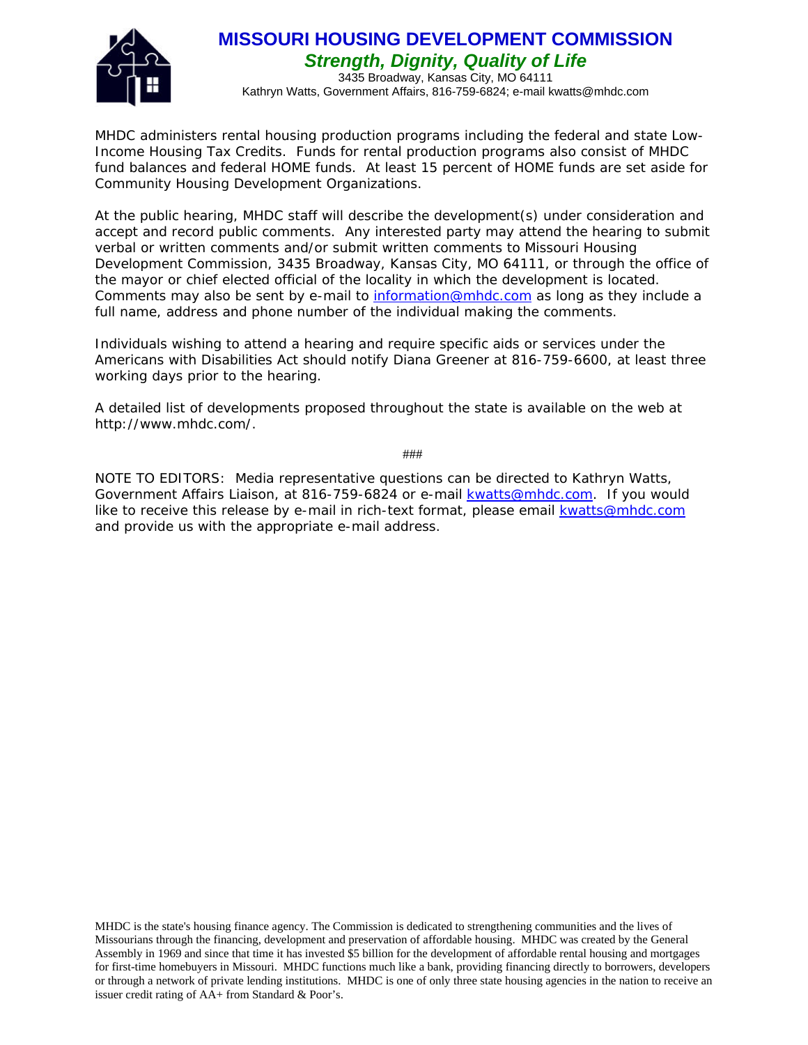# MISSOURI HOUSING DEVELOPMENT COMMISSION

***Strength, Dignity, Quality of Life***

3435 Broadway, Kansas City, MO 64111
Kathryn Watts, Government Affairs, 816-759-6824; e-mail kwatts@mhdc.com

MHDC administers rental housing production programs including the federal and state Low-Income Housing Tax Credits. Funds for rental production programs also consist of MHDC fund balances and federal HOME funds. At least 15 percent of HOME funds are set aside for Community Housing Development Organizations.

At the public hearing, MHDC staff will describe the development(s) under consideration and accept and record public comments. Any interested party may attend the hearing to submit verbal or written comments and/or submit written comments to Missouri Housing Development Commission, 3435 Broadway, Kansas City, MO 64111, or through the office of the mayor or chief elected official of the locality in which the development is located. Comments may also be sent by e-mail to information@mhdc.com as long as they include a full name, address and phone number of the individual making the comments.

Individuals wishing to attend a hearing and require specific aids or services under the Americans with Disabilities Act should notify Diana Greener at 816-759-6600, at least three working days prior to the hearing.

A detailed list of developments proposed throughout the state is available on the web at http://www.mhdc.com/.

###

NOTE TO EDITORS: Media representative questions can be directed to Kathryn Watts, Government Affairs Liaison, at 816-759-6824 or e-mail kwatts@mhdc.com. If you would like to receive this release by e-mail in rich-text format, please email kwatts@mhdc.com and provide us with the appropriate e-mail address.

MHDC is the state's housing finance agency. The Commission is dedicated to strengthening communities and the lives of Missourians through the financing, development and preservation of affordable housing. MHDC was created by the General Assembly in 1969 and since that time it has invested $5 billion for the development of affordable rental housing and mortgages for first-time homebuyers in Missouri. MHDC functions much like a bank, providing financing directly to borrowers, developers or through a network of private lending institutions. MHDC is one of only three state housing agencies in the nation to receive an issuer credit rating of AA+ from Standard & Poor's.